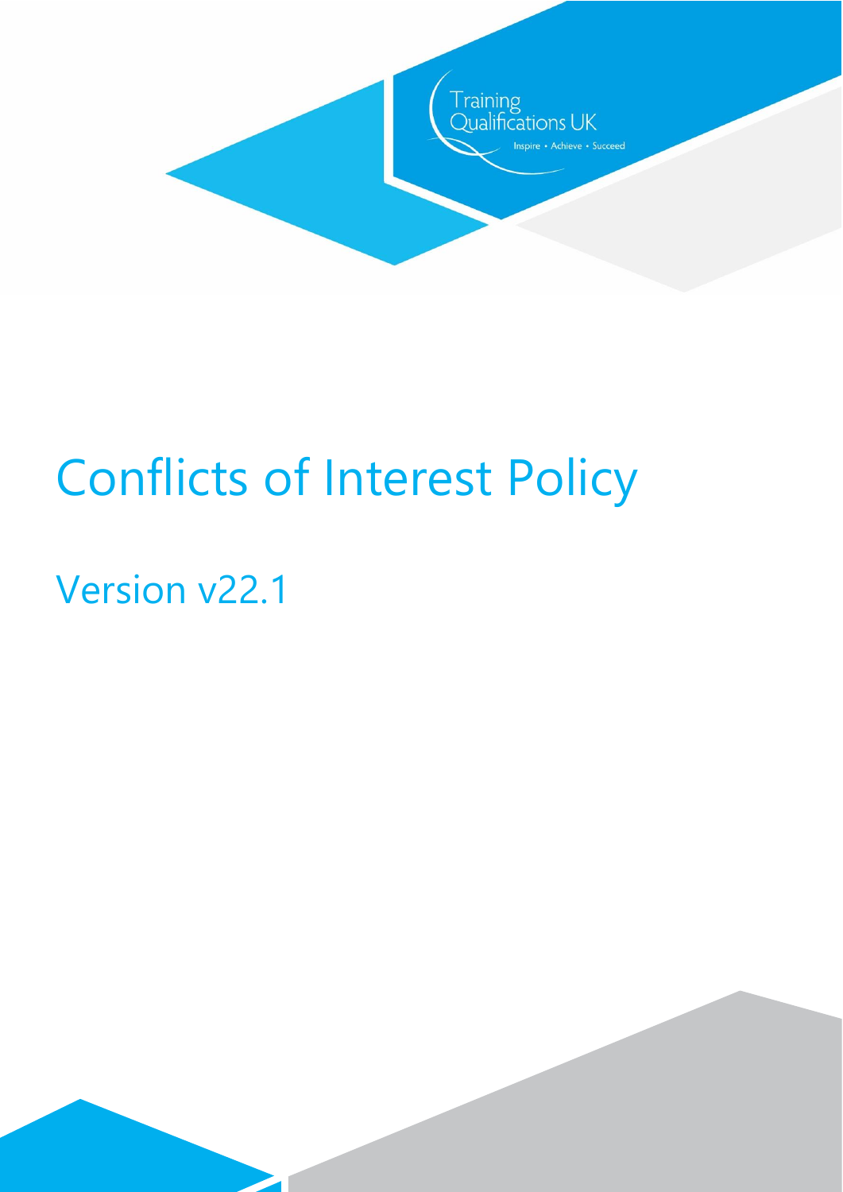Training Qualifications UK

Inspire • Achieve • Succeed

# Conflicts of Interest Policy

## Version v22.1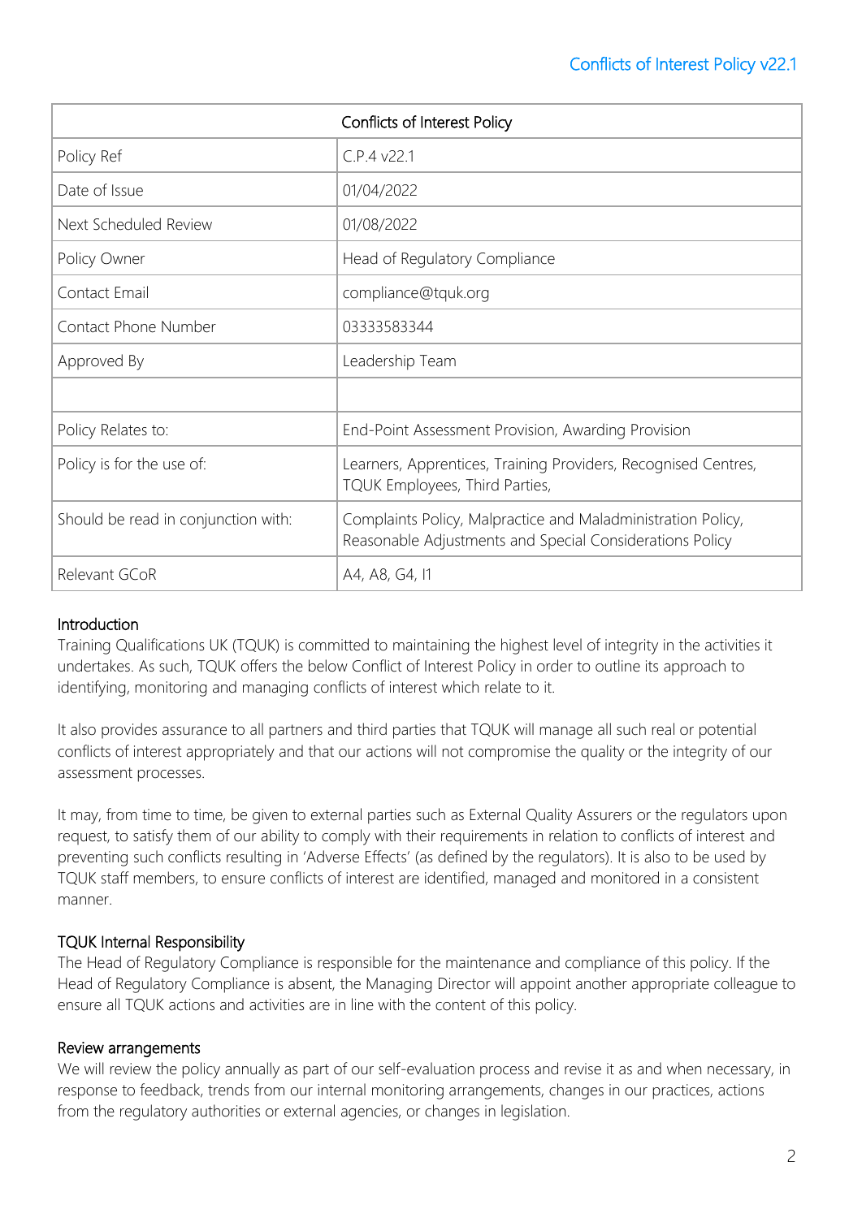| Conflicts of Interest Policy | |
|---|---|
| Policy Ref | C.P.4 v22.1 |
| Date of Issue | 01/04/2022 |
| Next Scheduled Review | 01/08/2022 |
| Policy Owner | Head of Regulatory Compliance |
| Contact Email | compliance@tquk.org |
| Contact Phone Number | 03333583344 |
| Approved By | Leadership Team |
| | |
| Policy Relates to: | End-Point Assessment Provision, Awarding Provision |
| Policy is for the use of: | Learners, Apprentices, Training Providers, Recognised Centres, TQUK Employees, Third Parties, |
| Should be read in conjunction with: | Complaints Policy, Malpractice and Maladministration Policy, Reasonable Adjustments and Special Considerations Policy |
| Relevant GCoR | A4, A8, G4, I1 |

## Introduction

Training Qualifications UK (TQUK) is committed to maintaining the highest level of integrity in the activities it undertakes. As such, TQUK offers the below Conflict of Interest Policy in order to outline its approach to identifying, monitoring and managing conflicts of interest which relate to it.

It also provides assurance to all partners and third parties that TQUK will manage all such real or potential conflicts of interest appropriately and that our actions will not compromise the quality or the integrity of our assessment processes.

It may, from time to time, be given to external parties such as External Quality Assurers or the regulators upon request, to satisfy them of our ability to comply with their requirements in relation to conflicts of interest and preventing such conflicts resulting in 'Adverse Effects' (as defined by the regulators). It is also to be used by TQUK staff members, to ensure conflicts of interest are identified, managed and monitored in a consistent manner.

## TQUK Internal Responsibility

The Head of Regulatory Compliance is responsible for the maintenance and compliance of this policy. If the Head of Regulatory Compliance is absent, the Managing Director will appoint another appropriate colleague to ensure all TQUK actions and activities are in line with the content of this policy.

## Review arrangements

We will review the policy annually as part of our self-evaluation process and revise it as and when necessary, in response to feedback, trends from our internal monitoring arrangements, changes in our practices, actions from the regulatory authorities or external agencies, or changes in legislation.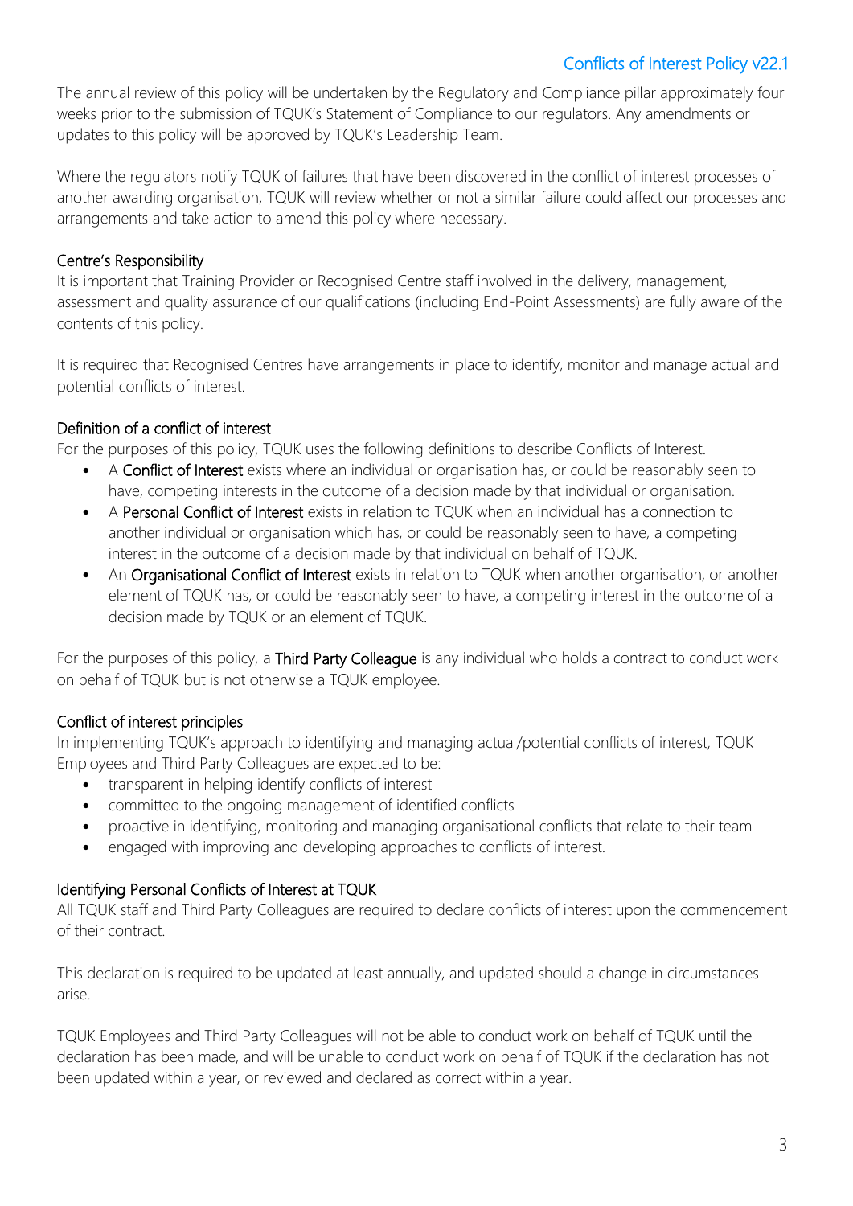The annual review of this policy will be undertaken by the Regulatory and Compliance pillar approximately four weeks prior to the submission of TQUK's Statement of Compliance to our regulators. Any amendments or updates to this policy will be approved by TQUK's Leadership Team.

Where the regulators notify TQUK of failures that have been discovered in the conflict of interest processes of another awarding organisation, TQUK will review whether or not a similar failure could affect our processes and arrangements and take action to amend this policy where necessary.

## Centre's Responsibility

It is important that Training Provider or Recognised Centre staff involved in the delivery, management, assessment and quality assurance of our qualifications (including End-Point Assessments) are fully aware of the contents of this policy.

It is required that Recognised Centres have arrangements in place to identify, monitor and manage actual and potential conflicts of interest.

## Definition of a conflict of interest

For the purposes of this policy, TQUK uses the following definitions to describe Conflicts of Interest.

- A **Conflict of Interest** exists where an individual or organisation has, or could be reasonably seen to have, competing interests in the outcome of a decision made by that individual or organisation.
- A **Personal Conflict of Interest** exists in relation to TQUK when an individual has a connection to another individual or organisation which has, or could be reasonably seen to have, a competing interest in the outcome of a decision made by that individual on behalf of TQUK.
- An **Organisational Conflict of Interest** exists in relation to TQUK when another organisation, or another element of TQUK has, or could be reasonably seen to have, a competing interest in the outcome of a decision made by TQUK or an element of TQUK.

For the purposes of this policy, a **Third Party Colleague** is any individual who holds a contract to conduct work on behalf of TQUK but is not otherwise a TQUK employee.

## Conflict of interest principles

In implementing TQUK's approach to identifying and managing actual/potential conflicts of interest, TQUK Employees and Third Party Colleagues are expected to be:

- transparent in helping identify conflicts of interest
- committed to the ongoing management of identified conflicts
- proactive in identifying, monitoring and managing organisational conflicts that relate to their team
- engaged with improving and developing approaches to conflicts of interest.

## Identifying Personal Conflicts of Interest at TQUK

All TQUK staff and Third Party Colleagues are required to declare conflicts of interest upon the commencement of their contract.

This declaration is required to be updated at least annually, and updated should a change in circumstances arise.

TQUK Employees and Third Party Colleagues will not be able to conduct work on behalf of TQUK until the declaration has been made, and will be unable to conduct work on behalf of TQUK if the declaration has not been updated within a year, or reviewed and declared as correct within a year.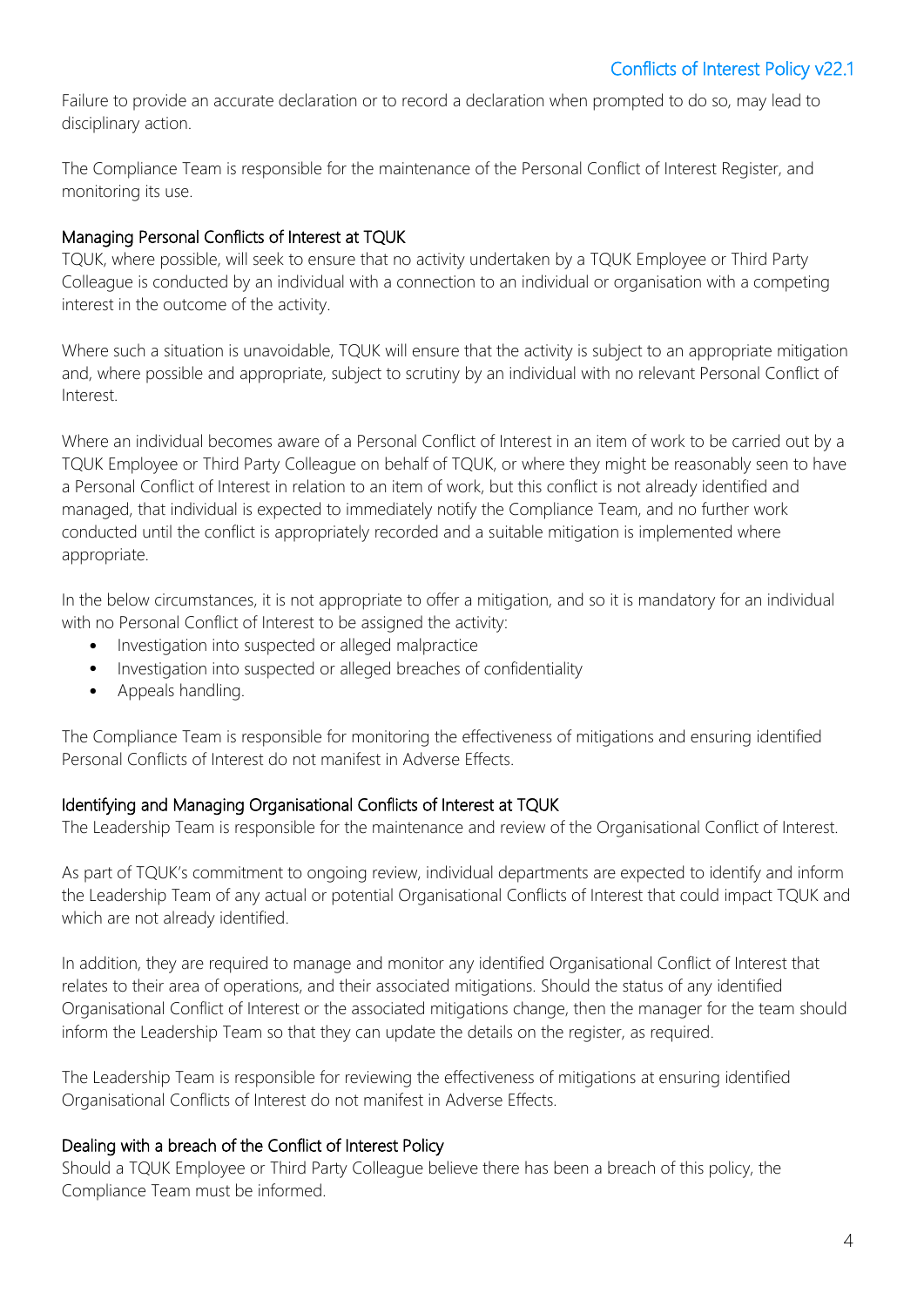Failure to provide an accurate declaration or to record a declaration when prompted to do so, may lead to disciplinary action.

The Compliance Team is responsible for the maintenance of the Personal Conflict of Interest Register, and monitoring its use.

### Managing Personal Conflicts of Interest at TQUK

TQUK, where possible, will seek to ensure that no activity undertaken by a TQUK Employee or Third Party Colleague is conducted by an individual with a connection to an individual or organisation with a competing interest in the outcome of the activity.

Where such a situation is unavoidable, TQUK will ensure that the activity is subject to an appropriate mitigation and, where possible and appropriate, subject to scrutiny by an individual with no relevant Personal Conflict of Interest.

Where an individual becomes aware of a Personal Conflict of Interest in an item of work to be carried out by a TQUK Employee or Third Party Colleague on behalf of TQUK, or where they might be reasonably seen to have a Personal Conflict of Interest in relation to an item of work, but this conflict is not already identified and managed, that individual is expected to immediately notify the Compliance Team, and no further work conducted until the conflict is appropriately recorded and a suitable mitigation is implemented where appropriate.

In the below circumstances, it is not appropriate to offer a mitigation, and so it is mandatory for an individual with no Personal Conflict of Interest to be assigned the activity:

- Investigation into suspected or alleged malpractice
- Investigation into suspected or alleged breaches of confidentiality
- Appeals handling.

The Compliance Team is responsible for monitoring the effectiveness of mitigations and ensuring identified Personal Conflicts of Interest do not manifest in Adverse Effects.

### Identifying and Managing Organisational Conflicts of Interest at TQUK

The Leadership Team is responsible for the maintenance and review of the Organisational Conflict of Interest.

As part of TQUK's commitment to ongoing review, individual departments are expected to identify and inform the Leadership Team of any actual or potential Organisational Conflicts of Interest that could impact TQUK and which are not already identified.

In addition, they are required to manage and monitor any identified Organisational Conflict of Interest that relates to their area of operations, and their associated mitigations. Should the status of any identified Organisational Conflict of Interest or the associated mitigations change, then the manager for the team should inform the Leadership Team so that they can update the details on the register, as required.

The Leadership Team is responsible for reviewing the effectiveness of mitigations at ensuring identified Organisational Conflicts of Interest do not manifest in Adverse Effects.

### Dealing with a breach of the Conflict of Interest Policy

Should a TQUK Employee or Third Party Colleague believe there has been a breach of this policy, the Compliance Team must be informed.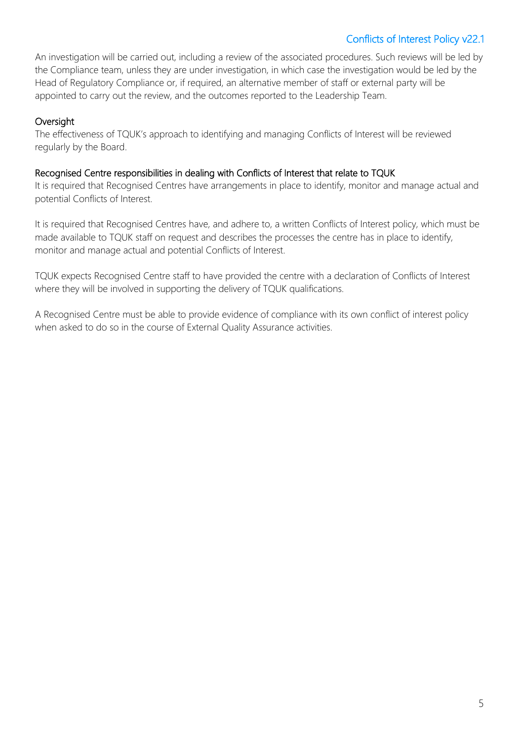An investigation will be carried out, including a review of the associated procedures. Such reviews will be led by the Compliance team, unless they are under investigation, in which case the investigation would be led by the Head of Regulatory Compliance or, if required, an alternative member of staff or external party will be appointed to carry out the review, and the outcomes reported to the Leadership Team.

## Oversight

The effectiveness of TQUK's approach to identifying and managing Conflicts of Interest will be reviewed regularly by the Board.

## Recognised Centre responsibilities in dealing with Conflicts of Interest that relate to TQUK

It is required that Recognised Centres have arrangements in place to identify, monitor and manage actual and potential Conflicts of Interest.

It is required that Recognised Centres have, and adhere to, a written Conflicts of Interest policy, which must be made available to TQUK staff on request and describes the processes the centre has in place to identify, monitor and manage actual and potential Conflicts of Interest.

TQUK expects Recognised Centre staff to have provided the centre with a declaration of Conflicts of Interest where they will be involved in supporting the delivery of TQUK qualifications.

A Recognised Centre must be able to provide evidence of compliance with its own conflict of interest policy when asked to do so in the course of External Quality Assurance activities.